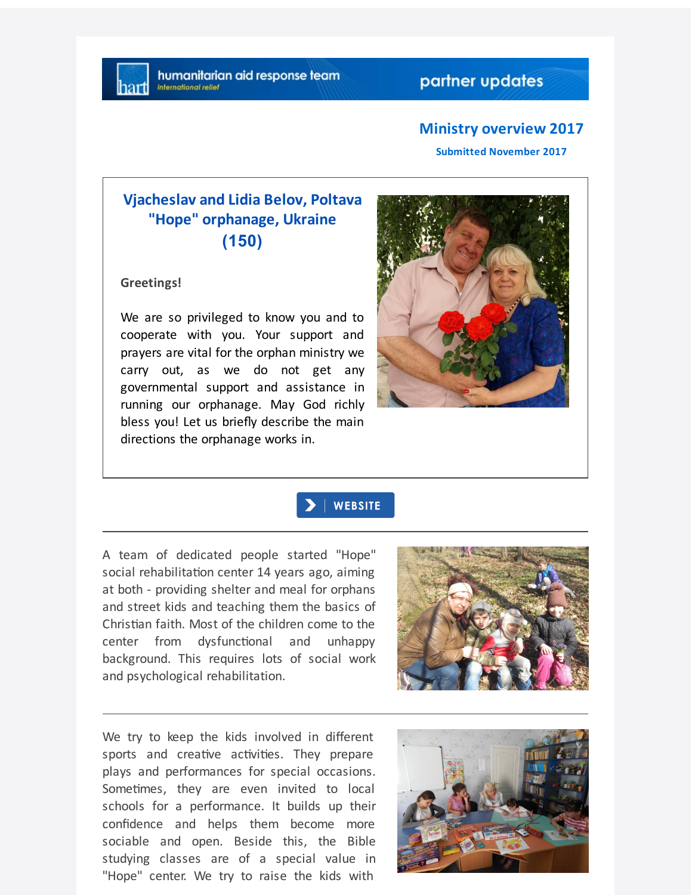humanitarian aid response team
international relief

partner updates

## Ministry overview 2017

**Submitted November 2017**

### Vjacheslav and Lidia Belov, Poltava "Hope" orphanage, Ukraine (150)

**Greetings!**

We are so privileged to know you and to cooperate with you. Your support and prayers are vital for the orphan ministry we carry out, as we do not get any governmental support and assistance in running our orphanage. May God richly bless you! Let us briefly describe the main directions the orphanage works in.

WEBSITE

---

A team of dedicated people started "Hope" social rehabilitation center 14 years ago, aiming at both - providing shelter and meal for orphans and street kids and teaching them the basics of Christian faith. Most of the children come to the center from dysfunctional and unhappy background. This requires lots of social work and psychological rehabilitation.

---

We try to keep the kids involved in different sports and creative activities. They prepare plays and performances for special occasions. Sometimes, they are even invited to local schools for a performance. It builds up their confidence and helps them become more sociable and open. Beside this, the Bible studying classes are of a special value in "Hope" center. We try to raise the kids with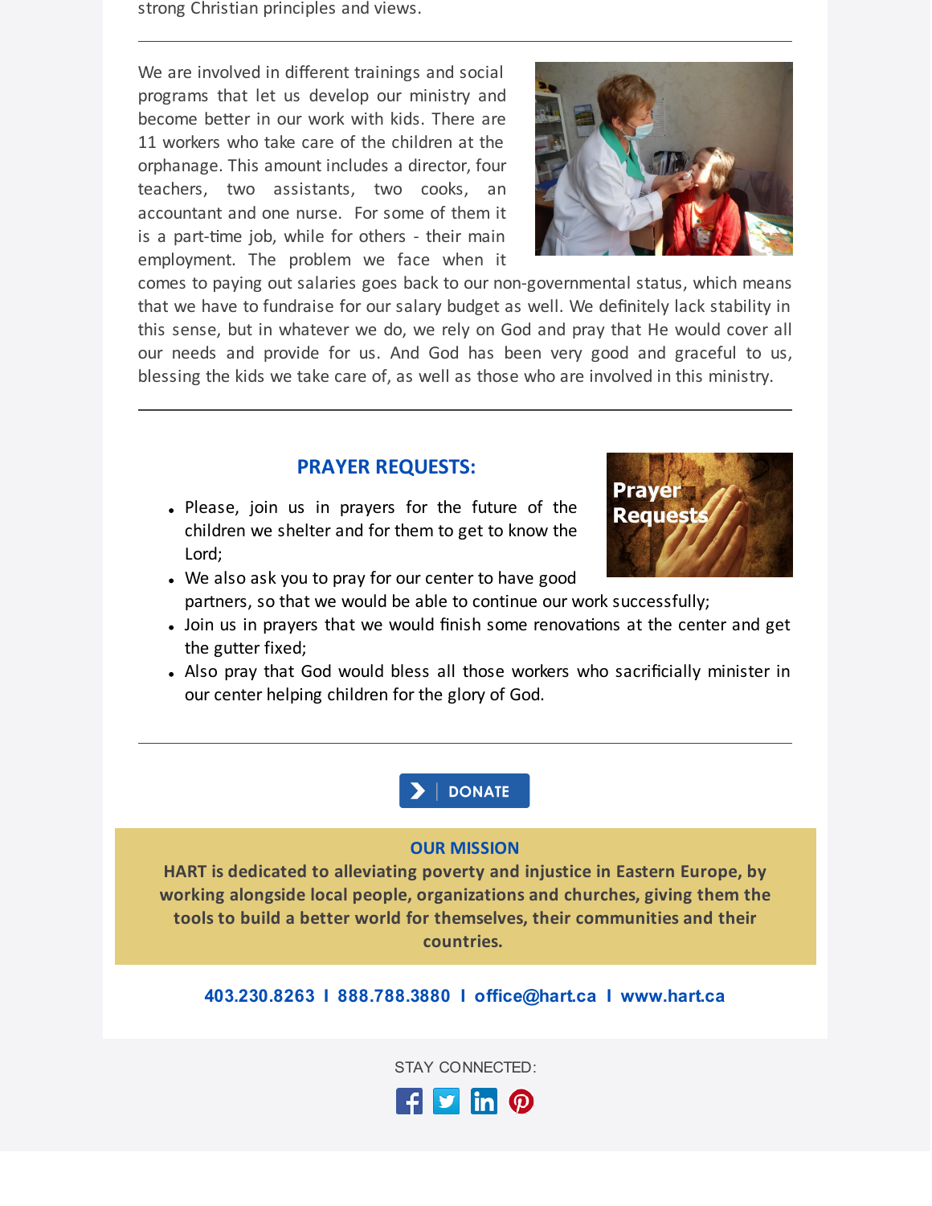strong Christian principles and views.

---

We are involved in different trainings and social programs that let us develop our ministry and become better in our work with kids. There are 11 workers who take care of the children at the orphanage. This amount includes a director, four teachers, two assistants, two cooks, an accountant and one nurse. For some of them it is a part-time job, while for others - their main employment. The problem we face when it comes to paying out salaries goes back to our non-governmental status, which means that we have to fundraise for our salary budget as well. We definitely lack stability in this sense, but in whatever we do, we rely on God and pray that He would cover all our needs and provide for us. And God has been very good and graceful to us, blessing the kids we take care of, as well as those who are involved in this ministry.

---

## PRAYER REQUESTS:

- Please, join us in prayers for the future of the children we shelter and for them to get to know the Lord;
- We also ask you to pray for our center to have good partners, so that we would be able to continue our work successfully;
- Join us in prayers that we would finish some renovations at the center and get the gutter fixed;
- Also pray that God would bless all those workers who sacrificially minister in our center helping children for the glory of God.

---

DONATE

**OUR MISSION**

**HART is dedicated to alleviating poverty and injustice in Eastern Europe, by working alongside local people, organizations and churches, giving them the tools to build a better world for themselves, their communities and their countries.**

**403.230.8263 I 888.788.3880 I office@hart.ca I www.hart.ca**

STAY CONNECTED: